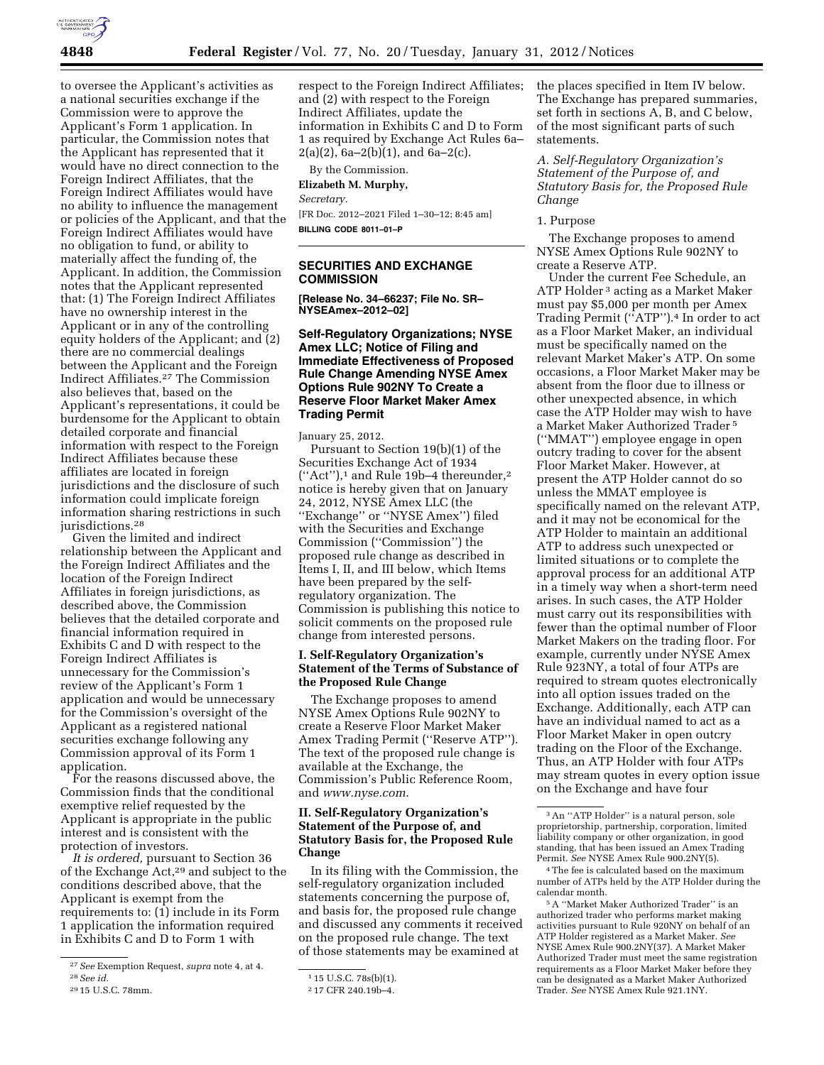to oversee the Applicant's activities as a national securities exchange if the Commission were to approve the Applicant's Form 1 application. In particular, the Commission notes that the Applicant has represented that it would have no direct connection to the Foreign Indirect Affiliates, that the Foreign Indirect Affiliates would have no ability to influence the management or policies of the Applicant, and that the Foreign Indirect Affiliates would have no obligation to fund, or ability to materially affect the funding of, the Applicant. In addition, the Commission notes that the Applicant represented that: (1) The Foreign Indirect Affiliates have no ownership interest in the Applicant or in any of the controlling equity holders of the Applicant; and (2) there are no commercial dealings between the Applicant and the Foreign Indirect Affiliates.[27] The Commission also believes that, based on the Applicant's representations, it could be burdensome for the Applicant to obtain detailed corporate and financial information with respect to the Foreign Indirect Affiliates because these affiliates are located in foreign jurisdictions and the disclosure of such information could implicate foreign information sharing restrictions in such jurisdictions.[28]

Given the limited and indirect relationship between the Applicant and the Foreign Indirect Affiliates and the location of the Foreign Indirect Affiliates in foreign jurisdictions, as described above, the Commission believes that the detailed corporate and financial information required in Exhibits C and D with respect to the Foreign Indirect Affiliates is unnecessary for the Commission's review of the Applicant's Form 1 application and would be unnecessary for the Commission's oversight of the Applicant as a registered national securities exchange following any Commission approval of its Form 1 application.

For the reasons discussed above, the Commission finds that the conditional exemptive relief requested by the Applicant is appropriate in the public interest and is consistent with the protection of investors.

*It is ordered,* pursuant to Section 36 of the Exchange Act,[29] and subject to the conditions described above, that the Applicant is exempt from the requirements to: (1) include in its Form 1 application the information required in Exhibits C and D to Form 1 with respect to the Foreign Indirect Affiliates; and (2) with respect to the Foreign Indirect Affiliates, update the information in Exhibits C and D to Form 1 as required by Exchange Act Rules 6a–2(a)(2), 6a–2(b)(1), and 6a–2(c).

By the Commission.

**Elizabeth M. Murphy,**

*Secretary.*

[FR Doc. 2012–2021 Filed 1–30–12; 8:45 am]

**BILLING CODE 8011–01–P**

---

[27] *See* Exemption Request, *supra* note 4, at 4.

[28] *See id.*

[29] 15 U.S.C. 78mm.

---

## SECURITIES AND EXCHANGE COMMISSION

**[Release No. 34–66237; File No. SR–NYSEAmex–2012–02]**

## Self-Regulatory Organizations; NYSE Amex LLC; Notice of Filing and Immediate Effectiveness of Proposed Rule Change Amending NYSE Amex Options Rule 902NY To Create a Reserve Floor Market Maker Amex Trading Permit

January 25, 2012.

Pursuant to Section 19(b)(1) of the Securities Exchange Act of 1934 (''Act''),[1] and Rule 19b–4 thereunder,[2] notice is hereby given that on January 24, 2012, NYSE Amex LLC (the ''Exchange'' or ''NYSE Amex'') filed with the Securities and Exchange Commission (''Commission'') the proposed rule change as described in Items I, II, and III below, which Items have been prepared by the self-regulatory organization. The Commission is publishing this notice to solicit comments on the proposed rule change from interested persons.

### I. Self-Regulatory Organization's Statement of the Terms of Substance of the Proposed Rule Change

The Exchange proposes to amend NYSE Amex Options Rule 902NY to create a Reserve Floor Market Maker Amex Trading Permit (''Reserve ATP''). The text of the proposed rule change is available at the Exchange, the Commission's Public Reference Room, and *www.nyse.com*.

### II. Self-Regulatory Organization's Statement of the Purpose of, and Statutory Basis for, the Proposed Rule Change

In its filing with the Commission, the self-regulatory organization included statements concerning the purpose of, and basis for, the proposed rule change and discussed any comments it received on the proposed rule change. The text of those statements may be examined at the places specified in Item IV below. The Exchange has prepared summaries, set forth in sections A, B, and C below, of the most significant parts of such statements.

*A. Self-Regulatory Organization's Statement of the Purpose of, and Statutory Basis for, the Proposed Rule Change*

1. Purpose

The Exchange proposes to amend NYSE Amex Options Rule 902NY to create a Reserve ATP.

Under the current Fee Schedule, an ATP Holder[3] acting as a Market Maker must pay $5,000 per month per Amex Trading Permit (''ATP'').[4] In order to act as a Floor Market Maker, an individual must be specifically named on the relevant Market Maker's ATP. On some occasions, a Floor Market Maker may be absent from the floor due to illness or other unexpected absence, in which case the ATP Holder may wish to have a Market Maker Authorized Trader[5] (''MMAT'') employee engage in open outcry trading to cover for the absent Floor Market Maker. However, at present the ATP Holder cannot do so unless the MMAT employee is specifically named on the relevant ATP, and it may not be economical for the ATP Holder to maintain an additional ATP to address such unexpected or limited situations or to complete the approval process for an additional ATP in a timely way when a short-term need arises. In such cases, the ATP Holder must carry out its responsibilities with fewer than the optimal number of Floor Market Makers on the trading floor. For example, currently under NYSE Amex Rule 923NY, a total of four ATPs are required to stream quotes electronically into all option issues traded on the Exchange. Additionally, each ATP can have an individual named to act as a Floor Market Maker in open outcry trading on the Floor of the Exchange. Thus, an ATP Holder with four ATPs may stream quotes in every option issue on the Exchange and have four

---

[1] 15 U.S.C. 78s(b)(1).

[2] 17 CFR 240.19b–4.

[3] An ''ATP Holder'' is a natural person, sole proprietorship, partnership, corporation, limited liability company or other organization, in good standing, that has been issued an Amex Trading Permit. *See* NYSE Amex Rule 900.2NY(5).

[4] The fee is calculated based on the maximum number of ATPs held by the ATP Holder during the calendar month.

[5] A ''Market Maker Authorized Trader'' is an authorized trader who performs market making activities pursuant to Rule 920NY on behalf of an ATP Holder registered as a Market Maker. *See* NYSE Amex Rule 900.2NY(37). A Market Maker Authorized Trader must meet the same registration requirements as a Floor Market Maker before they can be designated as a Market Maker Authorized Trader. *See* NYSE Amex Rule 921.1NY.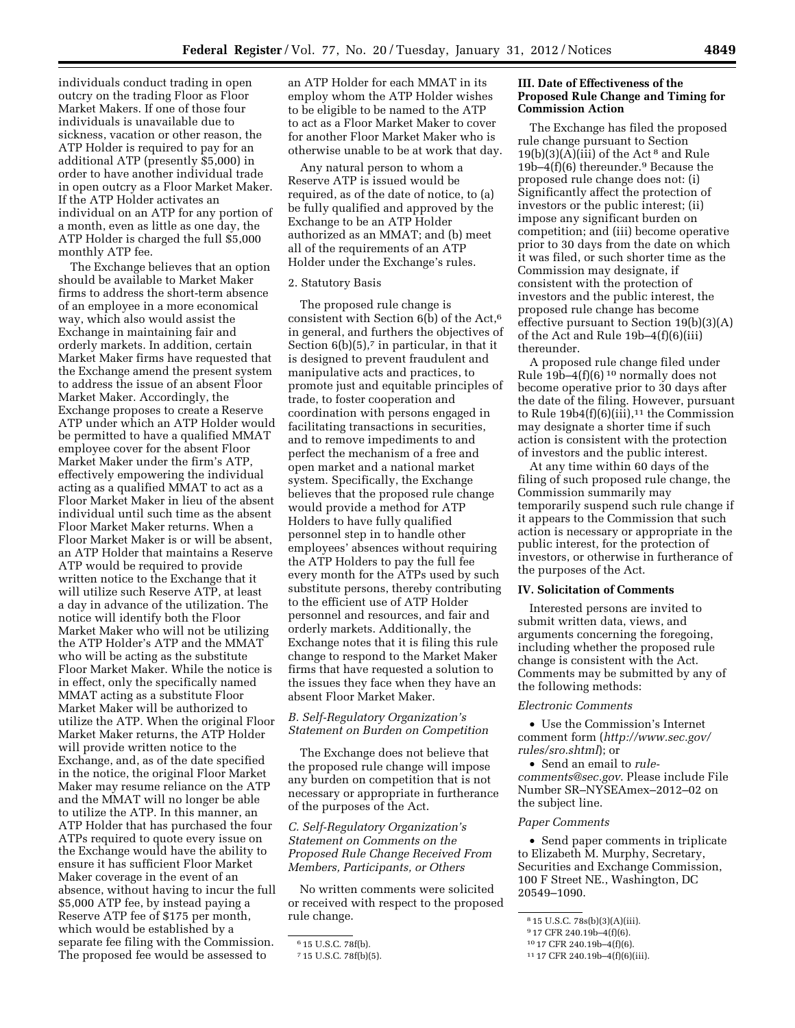individuals conduct trading in open outcry on the trading Floor as Floor Market Makers. If one of those four individuals is unavailable due to sickness, vacation or other reason, the ATP Holder is required to pay for an additional ATP (presently $5,000) in order to have another individual trade in open outcry as a Floor Market Maker. If the ATP Holder activates an individual on an ATP for any portion of a month, even as little as one day, the ATP Holder is charged the full $5,000 monthly ATP fee.

The Exchange believes that an option should be available to Market Maker firms to address the short-term absence of an employee in a more economical way, which also would assist the Exchange in maintaining fair and orderly markets. In addition, certain Market Maker firms have requested that the Exchange amend the present system to address the issue of an absent Floor Market Maker. Accordingly, the Exchange proposes to create a Reserve ATP under which an ATP Holder would be permitted to have a qualified MMAT employee cover for the absent Floor Market Maker under the firm's ATP, effectively empowering the individual acting as a qualified MMAT to act as a Floor Market Maker in lieu of the absent individual until such time as the absent Floor Market Maker returns. When a Floor Market Maker is or will be absent, an ATP Holder that maintains a Reserve ATP would be required to provide written notice to the Exchange that it will utilize such Reserve ATP, at least a day in advance of the utilization. The notice will identify both the Floor Market Maker who will not be utilizing the ATP Holder's ATP and the MMAT who will be acting as the substitute Floor Market Maker. While the notice is in effect, only the specifically named MMAT acting as a substitute Floor Market Maker will be authorized to utilize the ATP. When the original Floor Market Maker returns, the ATP Holder will provide written notice to the Exchange, and, as of the date specified in the notice, the original Floor Market Maker may resume reliance on the ATP and the MMAT will no longer be able to utilize the ATP. In this manner, an ATP Holder that has purchased the four ATPs required to quote every issue on the Exchange would have the ability to ensure it has sufficient Floor Market Maker coverage in the event of an absence, without having to incur the full $5,000 ATP fee, by instead paying a Reserve ATP fee of $175 per month, which would be established by a separate fee filing with the Commission. The proposed fee would be assessed to an ATP Holder for each MMAT in its employ whom the ATP Holder wishes to be eligible to be named to the ATP to act as a Floor Market Maker to cover for another Floor Market Maker who is otherwise unable to be at work that day.

Any natural person to whom a Reserve ATP is issued would be required, as of the date of notice, to (a) be fully qualified and approved by the Exchange to be an ATP Holder authorized as an MMAT; and (b) meet all of the requirements of an ATP Holder under the Exchange's rules.

2. Statutory Basis

The proposed rule change is consistent with Section 6(b) of the Act,[6] in general, and furthers the objectives of Section 6(b)(5),[7] in particular, in that it is designed to prevent fraudulent and manipulative acts and practices, to promote just and equitable principles of trade, to foster cooperation and coordination with persons engaged in facilitating transactions in securities, and to remove impediments to and perfect the mechanism of a free and open market and a national market system. Specifically, the Exchange believes that the proposed rule change would provide a method for ATP Holders to have fully qualified personnel step in to handle other employees' absences without requiring the ATP Holders to pay the full fee every month for the ATPs used by such substitute persons, thereby contributing to the efficient use of ATP Holder personnel and resources, and fair and orderly markets. Additionally, the Exchange notes that it is filing this rule change to respond to the Market Maker firms that have requested a solution to the issues they face when they have an absent Floor Market Maker.

### *B. Self-Regulatory Organization's Statement on Burden on Competition*

The Exchange does not believe that the proposed rule change will impose any burden on competition that is not necessary or appropriate in furtherance of the purposes of the Act.

### *C. Self-Regulatory Organization's Statement on Comments on the Proposed Rule Change Received From Members, Participants, or Others*

No written comments were solicited or received with respect to the proposed rule change.

## III. Date of Effectiveness of the Proposed Rule Change and Timing for Commission Action

The Exchange has filed the proposed rule change pursuant to Section 19(b)(3)(A)(iii) of the Act[8] and Rule 19b–4(f)(6) thereunder.[9] Because the proposed rule change does not: (i) Significantly affect the protection of investors or the public interest; (ii) impose any significant burden on competition; and (iii) become operative prior to 30 days from the date on which it was filed, or such shorter time as the Commission may designate, if consistent with the protection of investors and the public interest, the proposed rule change has become effective pursuant to Section 19(b)(3)(A) of the Act and Rule 19b–4(f)(6)(iii) thereunder.

A proposed rule change filed under Rule 19b–4(f)(6)[10] normally does not become operative prior to 30 days after the date of the filing. However, pursuant to Rule 19b4(f)(6)(iii),[11] the Commission may designate a shorter time if such action is consistent with the protection of investors and the public interest.

At any time within 60 days of the filing of such proposed rule change, the Commission summarily may temporarily suspend such rule change if it appears to the Commission that such action is necessary or appropriate in the public interest, for the protection of investors, or otherwise in furtherance of the purposes of the Act.

## IV. Solicitation of Comments

Interested persons are invited to submit written data, views, and arguments concerning the foregoing, including whether the proposed rule change is consistent with the Act. Comments may be submitted by any of the following methods:

*Electronic Comments*

- Use the Commission's Internet comment form (*http://www.sec.gov/rules/sro.shtml*); or
- Send an email to *rule-comments@sec.gov*. Please include File Number SR–NYSEAmex–2012–02 on the subject line.

*Paper Comments*

- Send paper comments in triplicate to Elizabeth M. Murphy, Secretary, Securities and Exchange Commission, 100 F Street NE., Washington, DC 20549–1090.

---

[6] 15 U.S.C. 78f(b).

[7] 15 U.S.C. 78f(b)(5).

[8] 15 U.S.C. 78s(b)(3)(A)(iii).

[9] 17 CFR 240.19b–4(f)(6).

[10] 17 CFR 240.19b–4(f)(6).

[11] 17 CFR 240.19b–4(f)(6)(iii).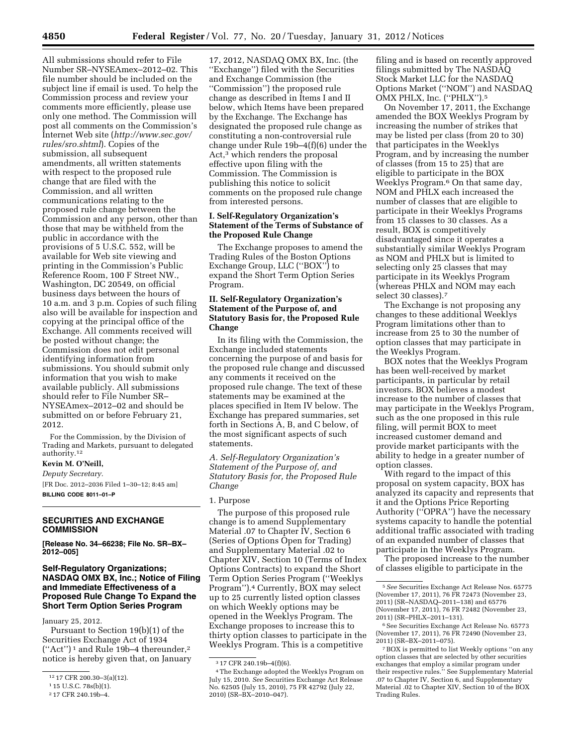All submissions should refer to File Number SR–NYSEAmex–2012–02. This file number should be included on the subject line if email is used. To help the Commission process and review your comments more efficiently, please use only one method. The Commission will post all comments on the Commission's Internet Web site (*http://www.sec.gov/rules/sro.shtml*). Copies of the submission, all subsequent amendments, all written statements with respect to the proposed rule change that are filed with the Commission, and all written communications relating to the proposed rule change between the Commission and any person, other than those that may be withheld from the public in accordance with the provisions of 5 U.S.C. 552, will be available for Web site viewing and printing in the Commission's Public Reference Room, 100 F Street NW., Washington, DC 20549, on official business days between the hours of 10 a.m. and 3 p.m. Copies of such filing also will be available for inspection and copying at the principal office of the Exchange. All comments received will be posted without change; the Commission does not edit personal identifying information from submissions. You should submit only information that you wish to make available publicly. All submissions should refer to File Number SR–NYSEAmex–2012–02 and should be submitted on or before February 21, 2012.

For the Commission, by the Division of Trading and Markets, pursuant to delegated authority.[12]

**Kevin M. O'Neill,**

*Deputy Secretary.*

[FR Doc. 2012–2036 Filed 1–30–12; 8:45 am]

**BILLING CODE 8011–01–P**

## SECURITIES AND EXCHANGE COMMISSION

**[Release No. 34–66238; File No. SR–BX–2012–005]**

## Self-Regulatory Organizations; NASDAQ OMX BX, Inc.; Notice of Filing and Immediate Effectiveness of a Proposed Rule Change To Expand the Short Term Option Series Program

January 25, 2012.

Pursuant to Section 19(b)(1) of the Securities Exchange Act of 1934 (''Act'')[1] and Rule 19b–4 thereunder,[2] notice is hereby given that, on January 17, 2012, NASDAQ OMX BX, Inc. (the ''Exchange'') filed with the Securities and Exchange Commission (the ''Commission'') the proposed rule change as described in Items I and II below, which Items have been prepared by the Exchange. The Exchange has designated the proposed rule change as constituting a non-controversial rule change under Rule 19b–4(f)(6) under the Act,[3] which renders the proposal effective upon filing with the Commission. The Commission is publishing this notice to solicit comments on the proposed rule change from interested persons.

### I. Self-Regulatory Organization's Statement of the Terms of Substance of the Proposed Rule Change

The Exchange proposes to amend the Trading Rules of the Boston Options Exchange Group, LLC (''BOX'') to expand the Short Term Option Series Program.

### II. Self-Regulatory Organization's Statement of the Purpose of, and Statutory Basis for, the Proposed Rule Change

In its filing with the Commission, the Exchange included statements concerning the purpose of and basis for the proposed rule change and discussed any comments it received on the proposed rule change. The text of these statements may be examined at the places specified in Item IV below. The Exchange has prepared summaries, set forth in Sections A, B, and C below, of the most significant aspects of such statements.

*A. Self-Regulatory Organization's Statement of the Purpose of, and Statutory Basis for, the Proposed Rule Change*

1. Purpose

The purpose of this proposed rule change is to amend Supplementary Material .07 to Chapter IV, Section 6 (Series of Options Open for Trading) and Supplementary Material .02 to Chapter XIV, Section 10 (Terms of Index Options Contracts) to expand the Short Term Option Series Program (''Weeklys Program'').[4] Currently, BOX may select up to 25 currently listed option classes on which Weekly options may be opened in the Weeklys Program. The Exchange proposes to increase this to thirty option classes to participate in the Weeklys Program. This is a competitive filing and is based on recently approved filings submitted by The NASDAQ Stock Market LLC for the NASDAQ Options Market (''NOM'') and NASDAQ OMX PHLX, Inc. (''PHLX'').[5]

On November 17, 2011, the Exchange amended the BOX Weeklys Program by increasing the number of strikes that may be listed per class (from 20 to 30) that participates in the Weeklys Program, and by increasing the number of classes (from 15 to 25) that are eligible to participate in the BOX Weeklys Program.[6] On that same day, NOM and PHLX each increased the number of classes that are eligible to participate in their Weeklys Programs from 15 classes to 30 classes. As a result, BOX is competitively disadvantaged since it operates a substantially similar Weeklys Program as NOM and PHLX but is limited to selecting only 25 classes that may participate in its Weeklys Program (whereas PHLX and NOM may each select 30 classes).[7]

The Exchange is not proposing any changes to these additional Weeklys Program limitations other than to increase from 25 to 30 the number of option classes that may participate in the Weeklys Program.

BOX notes that the Weeklys Program has been well-received by market participants, in particular by retail investors. BOX believes a modest increase to the number of classes that may participate in the Weeklys Program, such as the one proposed in this rule filing, will permit BOX to meet increased customer demand and provide market participants with the ability to hedge in a greater number of option classes.

With regard to the impact of this proposal on system capacity, BOX has analyzed its capacity and represents that it and the Options Price Reporting Authority (''OPRA'') have the necessary systems capacity to handle the potential additional traffic associated with trading of an expanded number of classes that participate in the Weeklys Program.

The proposed increase to the number of classes eligible to participate in the

---

[12] 17 CFR 200.30–3(a)(12).

[1] 15 U.S.C. 78s(b)(1).

[2] 17 CFR 240.19b–4.

[3] 17 CFR 240.19b–4(f)(6).

[4] The Exchange adopted the Weeklys Program on July 15, 2010. *See* Securities Exchange Act Release No. 62505 (July 15, 2010), 75 FR 42792 (July 22, 2010) (SR–BX–2010–047).

[5] *See* Securities Exchange Act Release Nos. 65775 (November 17, 2011), 76 FR 72473 (November 23, 2011) (SR–NASDAQ–2011–138) and 65776 (November 17, 2011), 76 FR 72482 (November 23, 2011) (SR–PHLX–2011–131).

[6] See Securities Exchange Act Release No. 65773 (November 17, 2011), 76 FR 72490 (November 23, 2011) (SR–BX–2011–075).

[7] BOX is permitted to list Weekly options ''on any option classes that are selected by other securities exchanges that employ a similar program under their respective rules.'' See Supplementary Material .07 to Chapter IV, Section 6, and Supplementary Material .02 to Chapter XIV, Section 10 of the BOX Trading Rules.